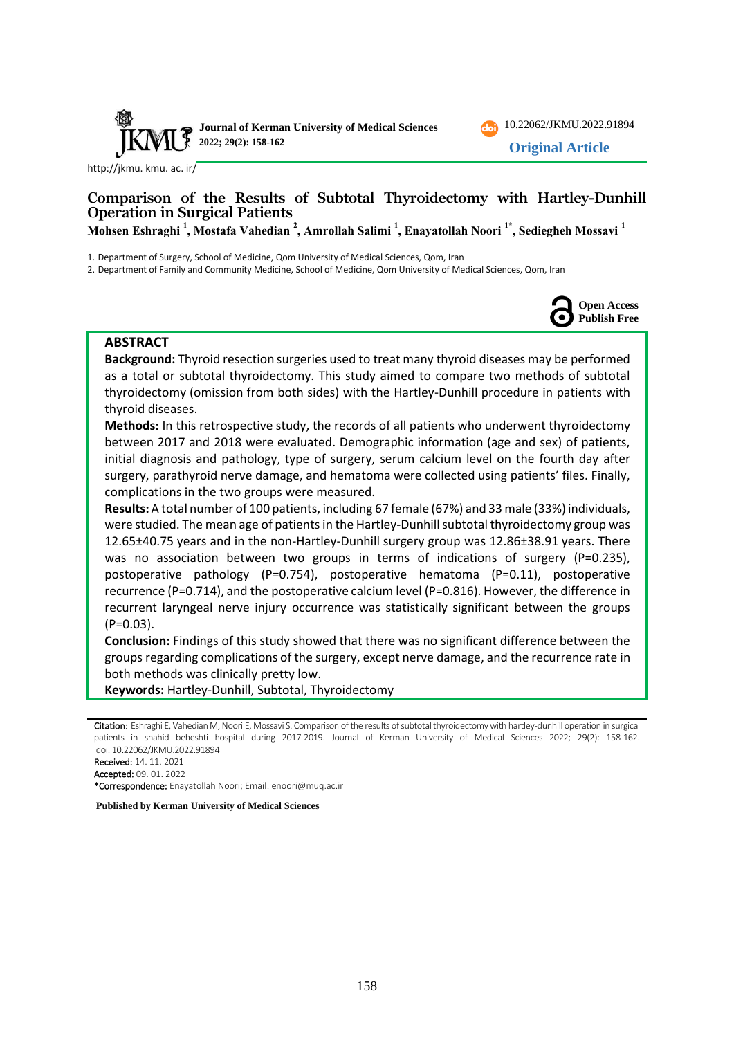Journal of Kerman University of Medical Sciences
2022; 29(2): 158-162

10.22062/JKMU.2022.91894

**Original Article**

http://jkmu. kmu. ac. ir/

# Comparison of the Results of Subtotal Thyroidectomy with Hartley-Dunhill Operation in Surgical Patients

**Mohsen Eshraghi [1], Mostafa Vahedian [2], Amrollah Salimi [1], Enayatollah Noori [1*], Sediegheh Mossavi [1]**

1. Department of Surgery, School of Medicine, Qom University of Medical Sciences, Qom, Iran
2. Department of Family and Community Medicine, School of Medicine, Qom University of Medical Sciences, Qom, Iran

**Open Access**
**Publish Free**

## ABSTRACT

**Background:** Thyroid resection surgeries used to treat many thyroid diseases may be performed as a total or subtotal thyroidectomy. This study aimed to compare two methods of subtotal thyroidectomy (omission from both sides) with the Hartley-Dunhill procedure in patients with thyroid diseases.

**Methods:** In this retrospective study, the records of all patients who underwent thyroidectomy between 2017 and 2018 were evaluated. Demographic information (age and sex) of patients, initial diagnosis and pathology, type of surgery, serum calcium level on the fourth day after surgery, parathyroid nerve damage, and hematoma were collected using patients' files. Finally, complications in the two groups were measured.

**Results:** A total number of 100 patients, including 67 female (67%) and 33 male (33%) individuals, were studied. The mean age of patients in the Hartley-Dunhill subtotal thyroidectomy group was 12.65±40.75 years and in the non-Hartley-Dunhill surgery group was 12.86±38.91 years. There was no association between two groups in terms of indications of surgery (P=0.235), postoperative pathology (P=0.754), postoperative hematoma (P=0.11), postoperative recurrence (P=0.714), and the postoperative calcium level (P=0.816). However, the difference in recurrent laryngeal nerve injury occurrence was statistically significant between the groups (P=0.03).

**Conclusion:** Findings of this study showed that there was no significant difference between the groups regarding complications of the surgery, except nerve damage, and the recurrence rate in both methods was clinically pretty low.

**Keywords:** Hartley-Dunhill, Subtotal, Thyroidectomy

---

**Citation:** Eshraghi E, Vahedian M, Noori E, Mossavi S. Comparison of the results of subtotal thyroidectomy with hartley-dunhill operation in surgical patients in shahid beheshti hospital during 2017-2019. Journal of Kerman University of Medical Sciences 2022; 29(2): 158-162. doi: 10.22062/JKMU.2022.91894

**Received:** 14. 11. 2021

**Accepted:** 09. 01. 2022

***Correspondence:** Enayatollah Noori; Email: enoori@muq.ac.ir

**Published by Kerman University of Medical Sciences**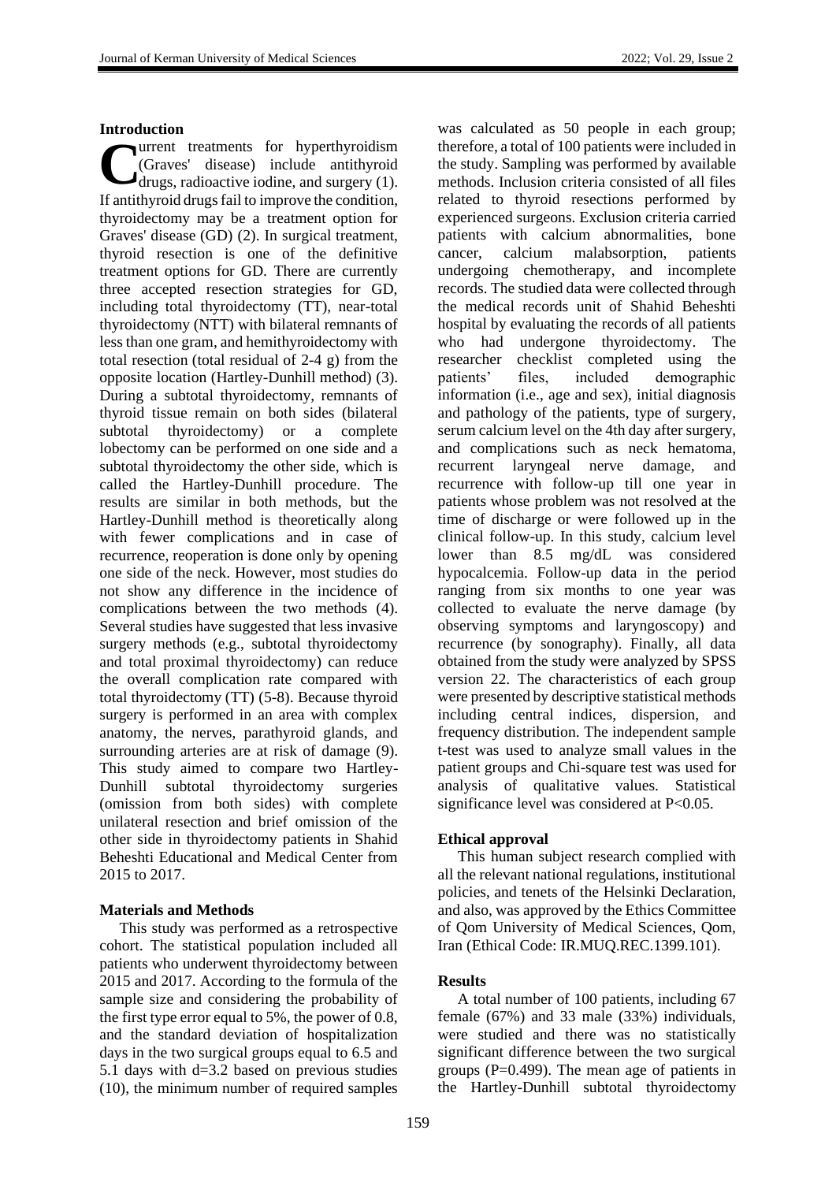## Introduction

Current treatments for hyperthyroidism (Graves' disease) include antithyroid drugs, radioactive iodine, and surgery (1). If antithyroid drugs fail to improve the condition, thyroidectomy may be a treatment option for Graves' disease (GD) (2). In surgical treatment, thyroid resection is one of the definitive treatment options for GD. There are currently three accepted resection strategies for GD, including total thyroidectomy (TT), near-total thyroidectomy (NTT) with bilateral remnants of less than one gram, and hemithyroidectomy with total resection (total residual of 2-4 g) from the opposite location (Hartley-Dunhill method) (3). During a subtotal thyroidectomy, remnants of thyroid tissue remain on both sides (bilateral subtotal thyroidectomy) or a complete lobectomy can be performed on one side and a subtotal thyroidectomy the other side, which is called the Hartley-Dunhill procedure. The results are similar in both methods, but the Hartley-Dunhill method is theoretically along with fewer complications and in case of recurrence, reoperation is done only by opening one side of the neck. However, most studies do not show any difference in the incidence of complications between the two methods (4). Several studies have suggested that less invasive surgery methods (e.g., subtotal thyroidectomy and total proximal thyroidectomy) can reduce the overall complication rate compared with total thyroidectomy (TT) (5-8). Because thyroid surgery is performed in an area with complex anatomy, the nerves, parathyroid glands, and surrounding arteries are at risk of damage (9). This study aimed to compare two Hartley-Dunhill subtotal thyroidectomy surgeries (omission from both sides) with complete unilateral resection and brief omission of the other side in thyroidectomy patients in Shahid Beheshti Educational and Medical Center from 2015 to 2017.

## Materials and Methods

This study was performed as a retrospective cohort. The statistical population included all patients who underwent thyroidectomy between 2015 and 2017. According to the formula of the sample size and considering the probability of the first type error equal to 5%, the power of 0.8, and the standard deviation of hospitalization days in the two surgical groups equal to 6.5 and 5.1 days with d=3.2 based on previous studies (10), the minimum number of required samples was calculated as 50 people in each group; therefore, a total of 100 patients were included in the study. Sampling was performed by available methods. Inclusion criteria consisted of all files related to thyroid resections performed by experienced surgeons. Exclusion criteria carried patients with calcium abnormalities, bone cancer, calcium malabsorption, patients undergoing chemotherapy, and incomplete records. The studied data were collected through the medical records unit of Shahid Beheshti hospital by evaluating the records of all patients who had undergone thyroidectomy. The researcher checklist completed using the patients' files, included demographic information (i.e., age and sex), initial diagnosis and pathology of the patients, type of surgery, serum calcium level on the 4th day after surgery, and complications such as neck hematoma, recurrent laryngeal nerve damage, and recurrence with follow-up till one year in patients whose problem was not resolved at the time of discharge or were followed up in the clinical follow-up. In this study, calcium level lower than 8.5 mg/dL was considered hypocalcemia. Follow-up data in the period ranging from six months to one year was collected to evaluate the nerve damage (by observing symptoms and laryngoscopy) and recurrence (by sonography). Finally, all data obtained from the study were analyzed by SPSS version 22. The characteristics of each group were presented by descriptive statistical methods including central indices, dispersion, and frequency distribution. The independent sample t-test was used to analyze small values in the patient groups and Chi-square test was used for analysis of qualitative values. Statistical significance level was considered at P<0.05.

## Ethical approval

This human subject research complied with all the relevant national regulations, institutional policies, and tenets of the Helsinki Declaration, and also, was approved by the Ethics Committee of Qom University of Medical Sciences, Qom, Iran (Ethical Code: IR.MUQ.REC.1399.101).

## Results

A total number of 100 patients, including 67 female (67%) and 33 male (33%) individuals, were studied and there was no statistically significant difference between the two surgical groups (P=0.499). The mean age of patients in the Hartley-Dunhill subtotal thyroidectomy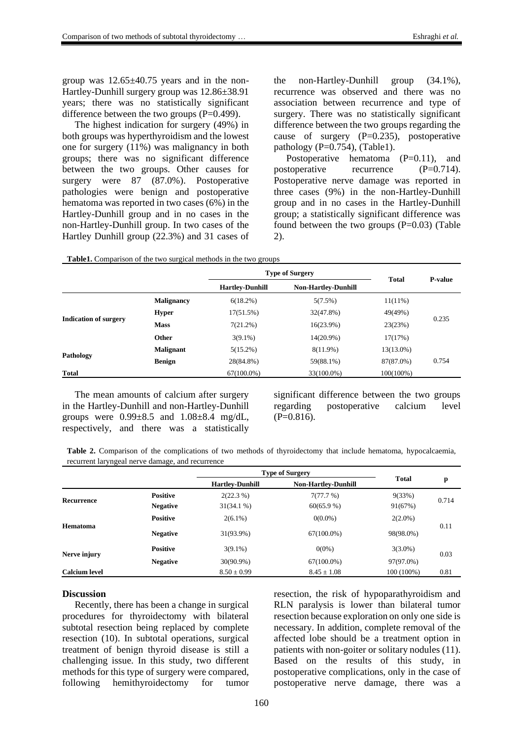group was 12.65±40.75 years and in the non-Hartley-Dunhill surgery group was 12.86±38.91 years; there was no statistically significant difference between the two groups (P=0.499).

The highest indication for surgery (49%) in both groups was hyperthyroidism and the lowest one for surgery (11%) was malignancy in both groups; there was no significant difference between the two groups. Other causes for surgery were 87 (87.0%). Postoperative pathologies were benign and postoperative hematoma was reported in two cases (6%) in the Hartley-Dunhill group and in no cases in the non-Hartley-Dunhill group. In two cases of the Hartley Dunhill group (22.3%) and 31 cases of the non-Hartley-Dunhill group (34.1%), recurrence was observed and there was no association between recurrence and type of surgery. There was no statistically significant difference between the two groups regarding the cause of surgery (P=0.235), postoperative pathology (P=0.754), (Table1).

Postoperative hematoma (P=0.11), and postoperative recurrence (P=0.714). Postoperative nerve damage was reported in three cases (9%) in the non-Hartley-Dunhill group and in no cases in the Hartley-Dunhill group; a statistically significant difference was found between the two groups (P=0.03) (Table 2).

**Table1.** Comparison of the two surgical methods in the two groups

| | | Type of Surgery | | Total | P-value |
|---|---|---|---|---|---|
| | | Hartley-Dunhill | Non-Hartley-Dunhill | | |
| Indication of surgery | Malignancy | 6(18.2%) | 5(7.5%) | 11(11%) | 0.235 |
| | Hyper | 17(51.5%) | 32(47.8%) | 49(49%) | |
| | Mass | 7(21.2%) | 16(23.9%) | 23(23%) | |
| | Other | 3(9.1%) | 14(20.9%) | 17(17%) | |
| Pathology | Malignant | 5(15.2%) | 8(11.9%) | 13(13.0%) | 0.754 |
| | Benign | 28(84.8%) | 59(88.1%) | 87(87.0%) | |
| Total | | 67(100.0%) | 33(100.0%) | 100(100%) | |

The mean amounts of calcium after surgery in the Hartley-Dunhill and non-Hartley-Dunhill groups were 0.99±8.5 and 1.08±8.4 mg/dL, respectively, and there was a statistically significant difference between the two groups regarding postoperative calcium level (P=0.816).

**Table 2.** Comparison of the complications of two methods of thyroidectomy that include hematoma, hypocalcaemia, recurrent laryngeal nerve damage, and recurrence

| | | Type of Surgery | | Total | p |
|---|---|---|---|---|---|
| | | Hartley-Dunhill | Non-Hartley-Dunhill | | |
| Recurrence | Positive | 2(22.3 %) | 7(77.7 %) | 9(33%) | 0.714 |
| | Negative | 31(34.1 %) | 60(65.9 %) | 91(67%) | |
| Hematoma | Positive | 2(6.1%) | 0(0.0%) | 2(2.0%) | 0.11 |
| | Negative | 31(93.9%) | 67(100.0%) | 98(98.0%) | |
| Nerve injury | Positive | 3(9.1%) | 0(0%) | 3(3.0%) | 0.03 |
| | Negative | 30(90.9%) | 67(100.0%) | 97(97.0%) | |
| Calcium level | | 8.50 ± 0.99 | 8.45 ± 1.08 | 100 (100%) | 0.81 |

## Discussion

Recently, there has been a change in surgical procedures for thyroidectomy with bilateral subtotal resection being replaced by complete resection (10). In subtotal operations, surgical treatment of benign thyroid disease is still a challenging issue. In this study, two different methods for this type of surgery were compared, following hemithyroidectomy for tumor resection, the risk of hypoparathyroidism and RLN paralysis is lower than bilateral tumor resection because exploration on only one side is necessary. In addition, complete removal of the affected lobe should be a treatment option in patients with non-goiter or solitary nodules (11). Based on the results of this study, in postoperative complications, only in the case of postoperative nerve damage, there was a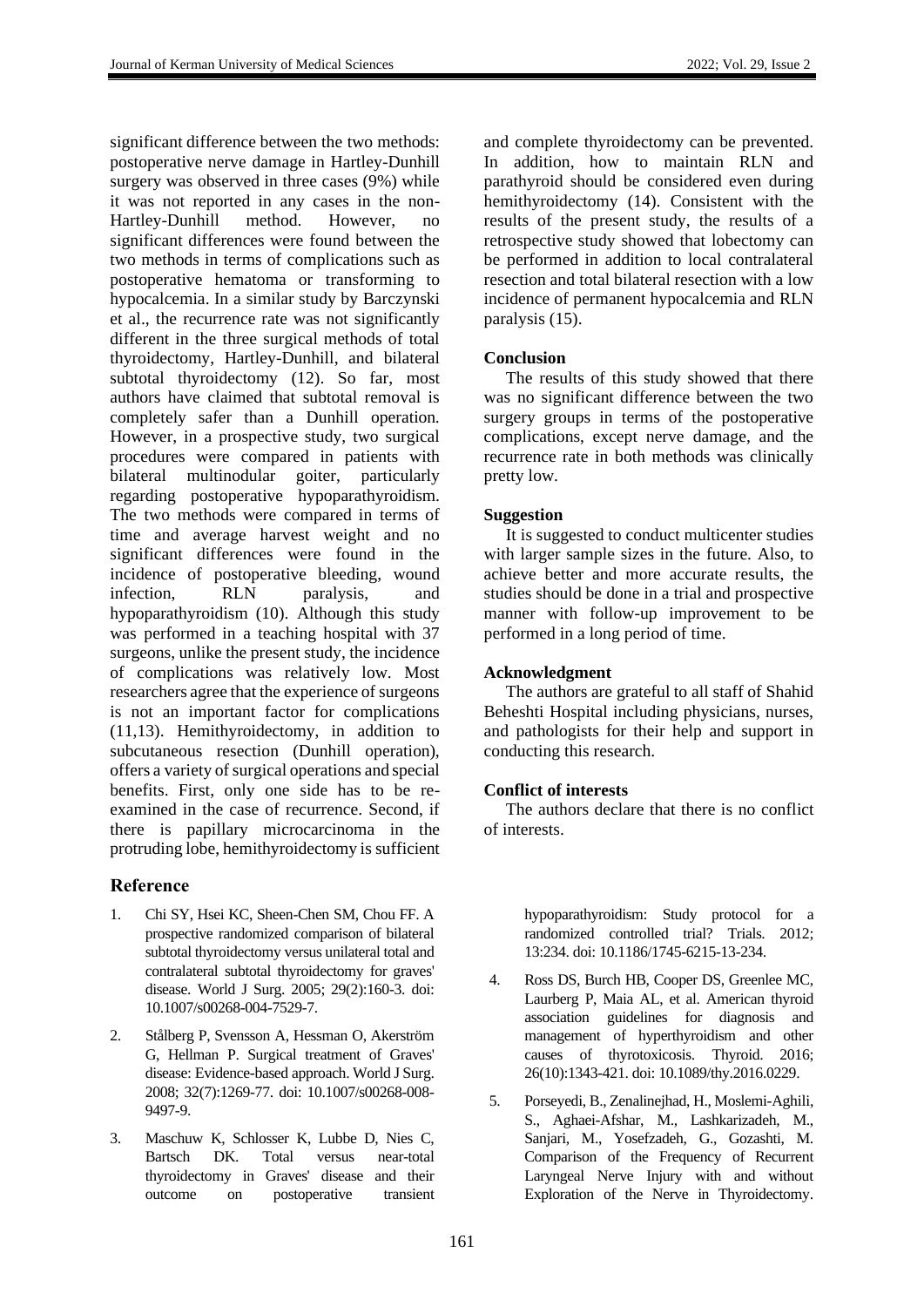significant difference between the two methods: postoperative nerve damage in Hartley-Dunhill surgery was observed in three cases (9%) while it was not reported in any cases in the non-Hartley-Dunhill method. However, no significant differences were found between the two methods in terms of complications such as postoperative hematoma or transforming to hypocalcemia. In a similar study by Barczynski et al., the recurrence rate was not significantly different in the three surgical methods of total thyroidectomy, Hartley-Dunhill, and bilateral subtotal thyroidectomy (12). So far, most authors have claimed that subtotal removal is completely safer than a Dunhill operation. However, in a prospective study, two surgical procedures were compared in patients with bilateral multinodular goiter, particularly regarding postoperative hypoparathyroidism. The two methods were compared in terms of time and average harvest weight and no significant differences were found in the incidence of postoperative bleeding, wound infection, RLN paralysis, and hypoparathyroidism (10). Although this study was performed in a teaching hospital with 37 surgeons, unlike the present study, the incidence of complications was relatively low. Most researchers agree that the experience of surgeons is not an important factor for complications (11,13). Hemithyroidectomy, in addition to subcutaneous resection (Dunhill operation), offers a variety of surgical operations and special benefits. First, only one side has to be re-examined in the case of recurrence. Second, if there is papillary microcarcinoma in the protruding lobe, hemithyroidectomy is sufficient and complete thyroidectomy can be prevented. In addition, how to maintain RLN and parathyroid should be considered even during hemithyroidectomy (14). Consistent with the results of the present study, the results of a retrospective study showed that lobectomy can be performed in addition to local contralateral resection and total bilateral resection with a low incidence of permanent hypocalcemia and RLN paralysis (15).

### Conclusion

The results of this study showed that there was no significant difference between the two surgery groups in terms of the postoperative complications, except nerve damage, and the recurrence rate in both methods was clinically pretty low.

### Suggestion

It is suggested to conduct multicenter studies with larger sample sizes in the future. Also, to achieve better and more accurate results, the studies should be done in a trial and prospective manner with follow-up improvement to be performed in a long period of time.

### Acknowledgment

The authors are grateful to all staff of Shahid Beheshti Hospital including physicians, nurses, and pathologists for their help and support in conducting this research.

### Conflict of interests

The authors declare that there is no conflict of interests.

## Reference

1. Chi SY, Hsei KC, Sheen-Chen SM, Chou FF. A prospective randomized comparison of bilateral subtotal thyroidectomy versus unilateral total and contralateral subtotal thyroidectomy for graves' disease. World J Surg. 2005; 29(2):160-3. doi: 10.1007/s00268-004-7529-7.
2. Stålberg P, Svensson A, Hessman O, Akerström G, Hellman P. Surgical treatment of Graves' disease: Evidence-based approach. World J Surg. 2008; 32(7):1269-77. doi: 10.1007/s00268-008-9497-9.
3. Maschuw K, Schlosser K, Lubbe D, Nies C, Bartsch DK. Total versus near-total thyroidectomy in Graves' disease and their outcome on postoperative transient hypoparathyroidism: Study protocol for a randomized controlled trial? Trials. 2012; 13:234. doi: 10.1186/1745-6215-13-234.
4. Ross DS, Burch HB, Cooper DS, Greenlee MC, Laurberg P, Maia AL, et al. American thyroid association guidelines for diagnosis and management of hyperthyroidism and other causes of thyrotoxicosis. Thyroid. 2016; 26(10):1343-421. doi: 10.1089/thy.2016.0229.
5. Porseyedi, B., Zenalinejhad, H., Moslemi-Aghili, S., Aghaei-Afshar, M., Lashkarizadeh, M., Sanjari, M., Yosefzadeh, G., Gozashti, M. Comparison of the Frequency of Recurrent Laryngeal Nerve Injury with and without Exploration of the Nerve in Thyroidectomy.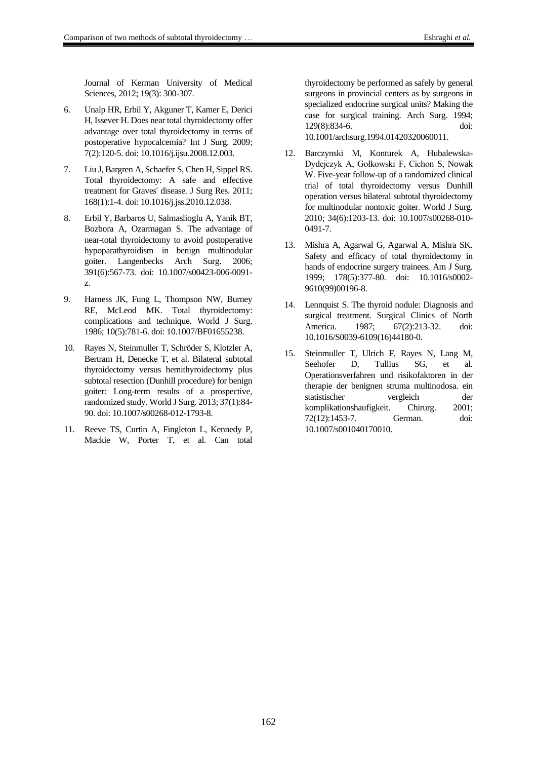Journal of Kerman University of Medical Sciences, 2012; 19(3): 300-307.

6. Unalp HR, Erbil Y, Akguner T, Kamer E, Derici H, Issever H. Does near total thyroidectomy offer advantage over total thyroidectomy in terms of postoperative hypocalcemia? Int J Surg. 2009; 7(2):120-5. doi: 10.1016/j.ijsu.2008.12.003.

7. Liu J, Bargren A, Schaefer S, Chen H, Sippel RS. Total thyroidectomy: A safe and effective treatment for Graves' disease. J Surg Res. 2011; 168(1):1-4. doi: 10.1016/j.jss.2010.12.038.

8. Erbil Y, Barbaros U, Salmaslioglu A, Yanik BT, Bozbora A, Ozarmagan S. The advantage of near-total thyroidectomy to avoid postoperative hypoparathyroidism in benign multinodular goiter. Langenbecks Arch Surg. 2006; 391(6):567-73. doi: 10.1007/s00423-006-0091-z.

9. Harness JK, Fung L, Thompson NW, Burney RE, McLeod MK. Total thyroidectomy: complications and technique. World J Surg. 1986; 10(5):781-6. doi: 10.1007/BF01655238.

10. Rayes N, Steinmuller T, Schröder S, Klotzler A, Bertram H, Denecke T, et al. Bilateral subtotal thyroidectomy versus hemithyroidectomy plus subtotal resection (Dunhill procedure) for benign goiter: Long-term results of a prospective, randomized study. World J Surg. 2013; 37(1):84-90. doi: 10.1007/s00268-012-1793-8.

11. Reeve TS, Curtin A, Fingleton L, Kennedy P, Mackie W, Porter T, et al. Can total thyroidectomy be performed as safely by general surgeons in provincial centers as by surgeons in specialized endocrine surgical units? Making the case for surgical training. Arch Surg. 1994; 129(8):834-6. doi: 10.1001/archsurg.1994.01420320060011.

12. Barczynski M, Konturek A, Hubalewska-Dydejczyk A, Gołkowski F, Cichon S, Nowak W. Five-year follow-up of a randomized clinical trial of total thyroidectomy versus Dunhill operation versus bilateral subtotal thyroidectomy for multinodular nontoxic goiter. World J Surg. 2010; 34(6):1203-13. doi: 10.1007/s00268-010-0491-7.

13. Mishra A, Agarwal G, Agarwal A, Mishra SK. Safety and efficacy of total thyroidectomy in hands of endocrine surgery trainees. Am J Surg. 1999; 178(5):377-80. doi: 10.1016/s0002-9610(99)00196-8.

14. Lennquist S. The thyroid nodule: Diagnosis and surgical treatment. Surgical Clinics of North America. 1987; 67(2):213-32. doi: 10.1016/S0039-6109(16)44180-0.

15. Steinmuller T, Ulrich F, Rayes N, Lang M, Seehofer D, Tullius SG, et al. Operationsverfahren und risikofaktoren in der therapie der benignen struma multinodosa. ein statistischer vergleich der komplikationshaufigkeit. Chirurg. 2001; 72(12):1453-7. German. doi: 10.1007/s001040170010.